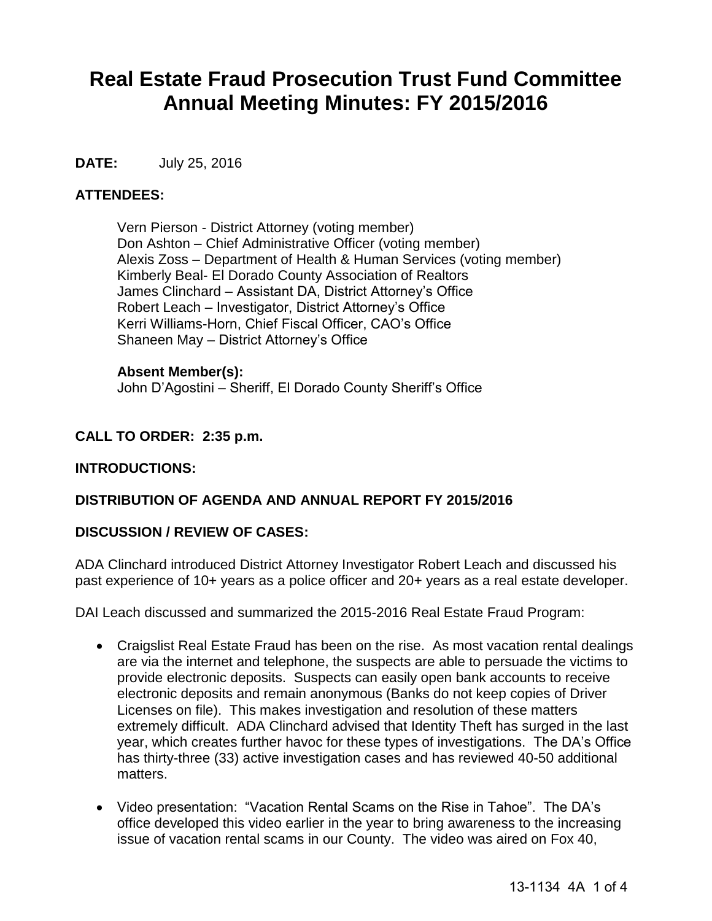# Real Estate Fraud Prosecution Trust Fund Committee Annual Meeting Minutes: FY 2015/2016

**DATE:** July 25, 2016

**ATTENDEES:**

Vern Pierson - District Attorney (voting member)
Don Ashton – Chief Administrative Officer (voting member)
Alexis Zoss – Department of Health & Human Services (voting member)
Kimberly Beal- El Dorado County Association of Realtors
James Clinchard – Assistant DA, District Attorney's Office
Robert Leach – Investigator, District Attorney's Office
Kerri Williams-Horn, Chief Fiscal Officer, CAO's Office
Shaneen May – District Attorney's Office

**Absent Member(s):**
John D'Agostini – Sheriff, El Dorado County Sheriff's Office

**CALL TO ORDER: 2:35 p.m.**

**INTRODUCTIONS:**

**DISTRIBUTION OF AGENDA AND ANNUAL REPORT FY 2015/2016**

**DISCUSSION / REVIEW OF CASES:**

ADA Clinchard introduced District Attorney Investigator Robert Leach and discussed his past experience of 10+ years as a police officer and 20+ years as a real estate developer.

DAI Leach discussed and summarized the 2015-2016 Real Estate Fraud Program:

- Craigslist Real Estate Fraud has been on the rise. As most vacation rental dealings are via the internet and telephone, the suspects are able to persuade the victims to provide electronic deposits. Suspects can easily open bank accounts to receive electronic deposits and remain anonymous (Banks do not keep copies of Driver Licenses on file). This makes investigation and resolution of these matters extremely difficult. ADA Clinchard advised that Identity Theft has surged in the last year, which creates further havoc for these types of investigations. The DA's Office has thirty-three (33) active investigation cases and has reviewed 40-50 additional matters.

- Video presentation: "Vacation Rental Scams on the Rise in Tahoe". The DA's office developed this video earlier in the year to bring awareness to the increasing issue of vacation rental scams in our County. The video was aired on Fox 40,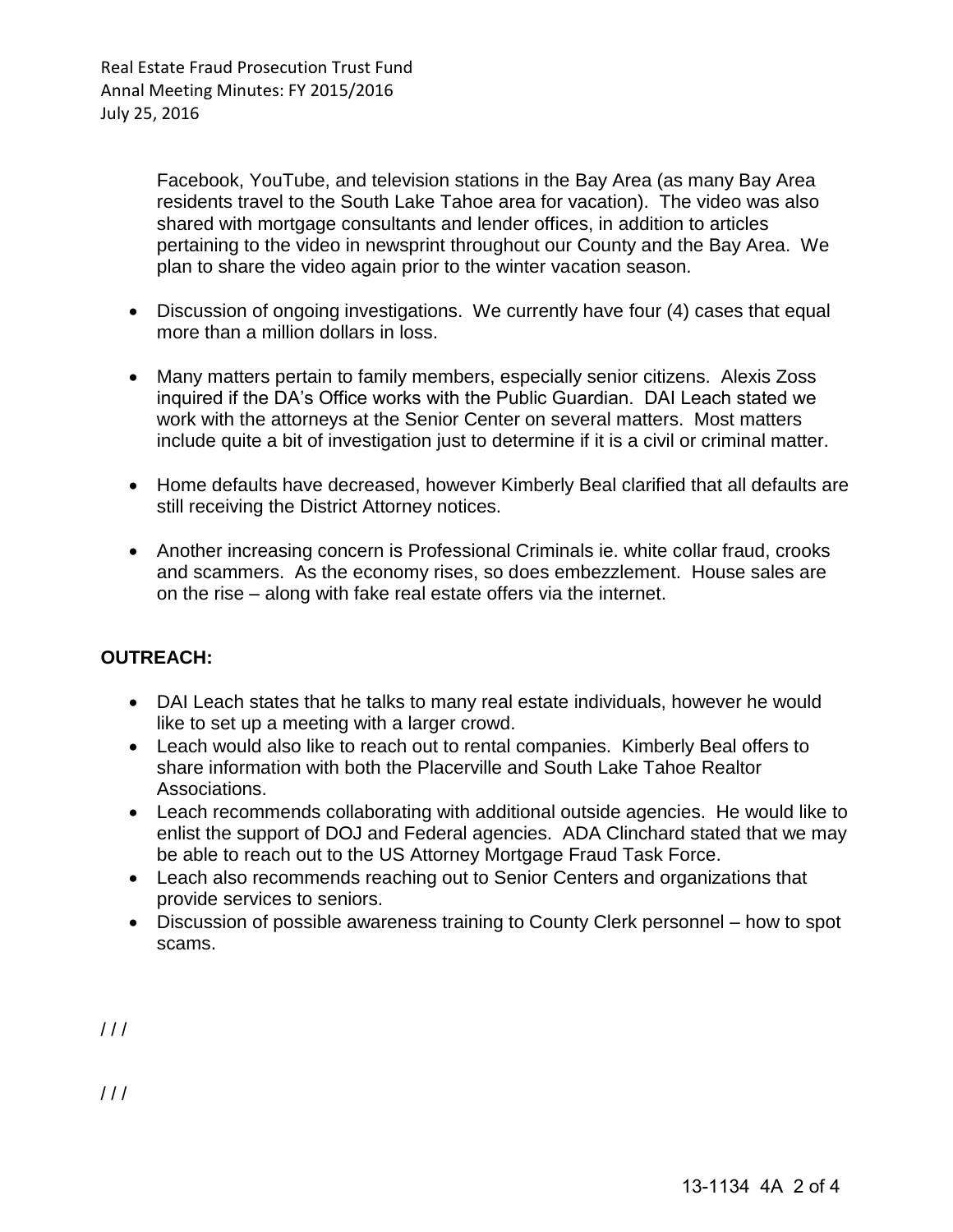Facebook, YouTube, and television stations in the Bay Area (as many Bay Area residents travel to the South Lake Tahoe area for vacation). The video was also shared with mortgage consultants and lender offices, in addition to articles pertaining to the video in newsprint throughout our County and the Bay Area. We plan to share the video again prior to the winter vacation season.

- Discussion of ongoing investigations. We currently have four (4) cases that equal more than a million dollars in loss.
- Many matters pertain to family members, especially senior citizens. Alexis Zoss inquired if the DA's Office works with the Public Guardian. DAI Leach stated we work with the attorneys at the Senior Center on several matters. Most matters include quite a bit of investigation just to determine if it is a civil or criminal matter.
- Home defaults have decreased, however Kimberly Beal clarified that all defaults are still receiving the District Attorney notices.
- Another increasing concern is Professional Criminals ie. white collar fraud, crooks and scammers. As the economy rises, so does embezzlement. House sales are on the rise – along with fake real estate offers via the internet.

**OUTREACH:**

- DAI Leach states that he talks to many real estate individuals, however he would like to set up a meeting with a larger crowd.
- Leach would also like to reach out to rental companies. Kimberly Beal offers to share information with both the Placerville and South Lake Tahoe Realtor Associations.
- Leach recommends collaborating with additional outside agencies. He would like to enlist the support of DOJ and Federal agencies. ADA Clinchard stated that we may be able to reach out to the US Attorney Mortgage Fraud Task Force.
- Leach also recommends reaching out to Senior Centers and organizations that provide services to seniors.
- Discussion of possible awareness training to County Clerk personnel – how to spot scams.

/ / /

/ / /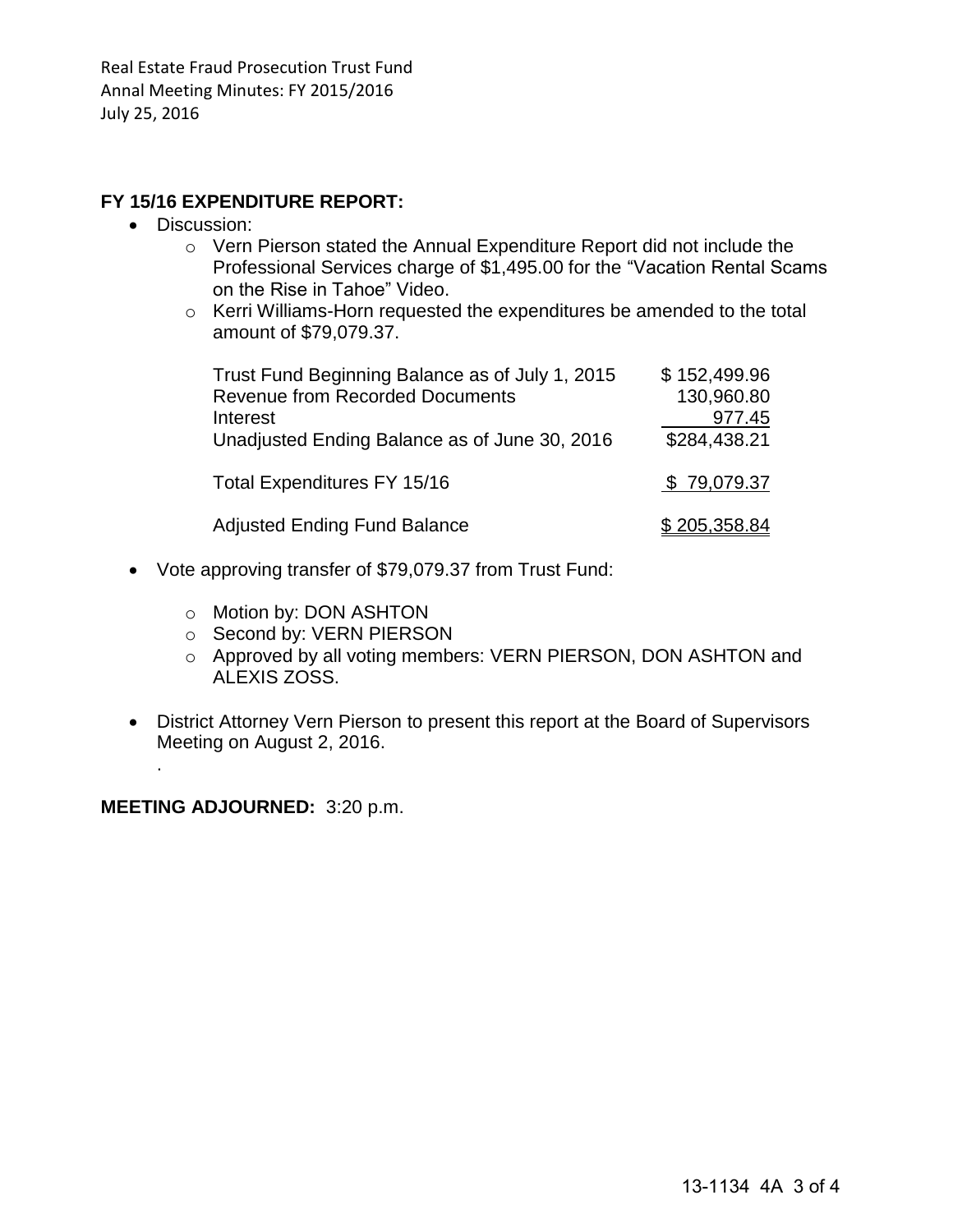**FY 15/16 EXPENDITURE REPORT:**

- Discussion:
  - Vern Pierson stated the Annual Expenditure Report did not include the Professional Services charge of $1,495.00 for the "Vacation Rental Scams on the Rise in Tahoe" Video.
  - Kerri Williams-Horn requested the expenditures be amended to the total amount of $79,079.37.

| | |
|---|---|
| Trust Fund Beginning Balance as of July 1, 2015 | $ 152,499.96 |
| Revenue from Recorded Documents | 130,960.80 |
| Interest | 977.45 |
| Unadjusted Ending Balance as of June 30, 2016 | $284,438.21 |
| Total Expenditures FY 15/16 | $ 79,079.37 |
| Adjusted Ending Fund Balance | $ 205,358.84 |

- Vote approving transfer of $79,079.37 from Trust Fund:
  - Motion by: DON ASHTON
  - Second by: VERN PIERSON
  - Approved by all voting members: VERN PIERSON, DON ASHTON and ALEXIS ZOSS.

- District Attorney Vern Pierson to present this report at the Board of Supervisors Meeting on August 2, 2016.

**MEETING ADJOURNED:** 3:20 p.m.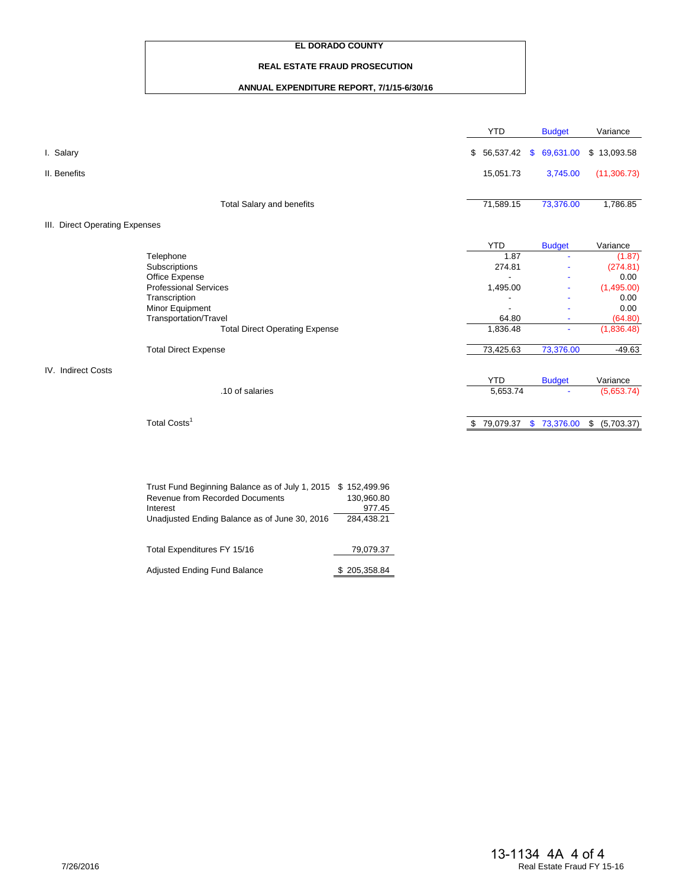**EL DORADO COUNTY**

**REAL ESTATE FRAUD PROSECUTION**

**ANNUAL EXPENDITURE REPORT, 7/1/15-6/30/16**

| | YTD | Budget | Variance |
|---|---|---|---|
| I. Salary | $ 56,537.42 | $ 69,631.00 | $ 13,093.58 |
| II. Benefits | 15,051.73 | 3,745.00 | (11,306.73) |
| Total Salary and benefits | 71,589.15 | 73,376.00 | 1,786.85 |
| III. Direct Operating Expenses | | | |
| | **YTD** | **Budget** | **Variance** |
| Telephone | 1.87 | - | (1.87) |
| Subscriptions | 274.81 | - | (274.81) |
| Office Expense | - | - | 0.00 |
| Professional Services | 1,495.00 | - | (1,495.00) |
| Transcription | - | - | 0.00 |
| Minor Equipment | - | - | 0.00 |
| Transportation/Travel | 64.80 | - | (64.80) |
| Total Direct Operating Expense | 1,836.48 | - | (1,836.48) |
| Total Direct Expense | 73,425.63 | 73,376.00 | -49.63 |
| IV. Indirect Costs | | | |
| | **YTD** | **Budget** | **Variance** |
| .10 of salaries | 5,653.74 | - | (5,653.74) |
| Total Costs[1] | $ 79,079.37 | $ 73,376.00 | $ (5,703.37) |

| | |
|---|---|
| Trust Fund Beginning Balance as of July 1, 2015 | $ 152,499.96 |
| Revenue from Recorded Documents | 130,960.80 |
| Interest | 977.45 |
| Unadjusted Ending Balance as of June 30, 2016 | 284,438.21 |
| Total Expenditures FY 15/16 | 79,079.37 |
| Adjusted Ending Fund Balance | $ 205,358.84 |

7/26/2016

13-1134 4A 4 of 4
Real Estate Fraud FY 15-16